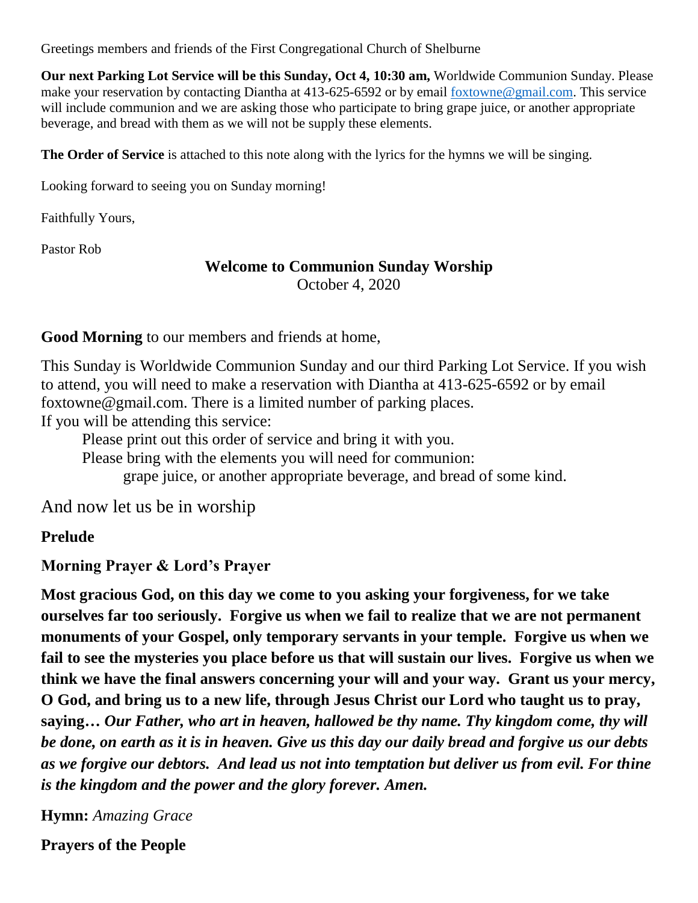Greetings members and friends of the First Congregational Church of Shelburne

**Our next Parking Lot Service will be this Sunday, Oct 4, 10:30 am,** Worldwide Communion Sunday. Please make your reservation by contacting Diantha at 413-625-6592 or by email foxtowne@gmail.com. This service will include communion and we are asking those who participate to bring grape juice, or another appropriate beverage, and bread with them as we will not be supply these elements.

**The Order of Service** is attached to this note along with the lyrics for the hymns we will be singing.

Looking forward to seeing you on Sunday morning!

Faithfully Yours,

Pastor Rob

## Welcome to Communion Sunday Worship

October 4, 2020

**Good Morning** to our members and friends at home,

This Sunday is Worldwide Communion Sunday and our third Parking Lot Service. If you wish to attend, you will need to make a reservation with Diantha at 413-625-6592 or by email foxtowne@gmail.com. There is a limited number of parking places.

If you will be attending this service:

- Please print out this order of service and bring it with you.
- Please bring with the elements you will need for communion:
    - grape juice, or another appropriate beverage, and bread of some kind.

And now let us be in worship

**Prelude**

**Morning Prayer & Lord's Prayer**

**Most gracious God, on this day we come to you asking your forgiveness, for we take ourselves far too seriously. Forgive us when we fail to realize that we are not permanent monuments of your Gospel, only temporary servants in your temple. Forgive us when we fail to see the mysteries you place before us that will sustain our lives. Forgive us when we think we have the final answers concerning your will and your way. Grant us your mercy, O God, and bring us to a new life, through Jesus Christ our Lord who taught us to pray, saying…** ***Our Father, who art in heaven, hallowed be thy name. Thy kingdom come, thy will be done, on earth as it is in heaven. Give us this day our daily bread and forgive us our debts as we forgive our debtors. And lead us not into temptation but deliver us from evil. For thine is the kingdom and the power and the glory forever. Amen.***

**Hymn:** *Amazing Grace*

**Prayers of the People**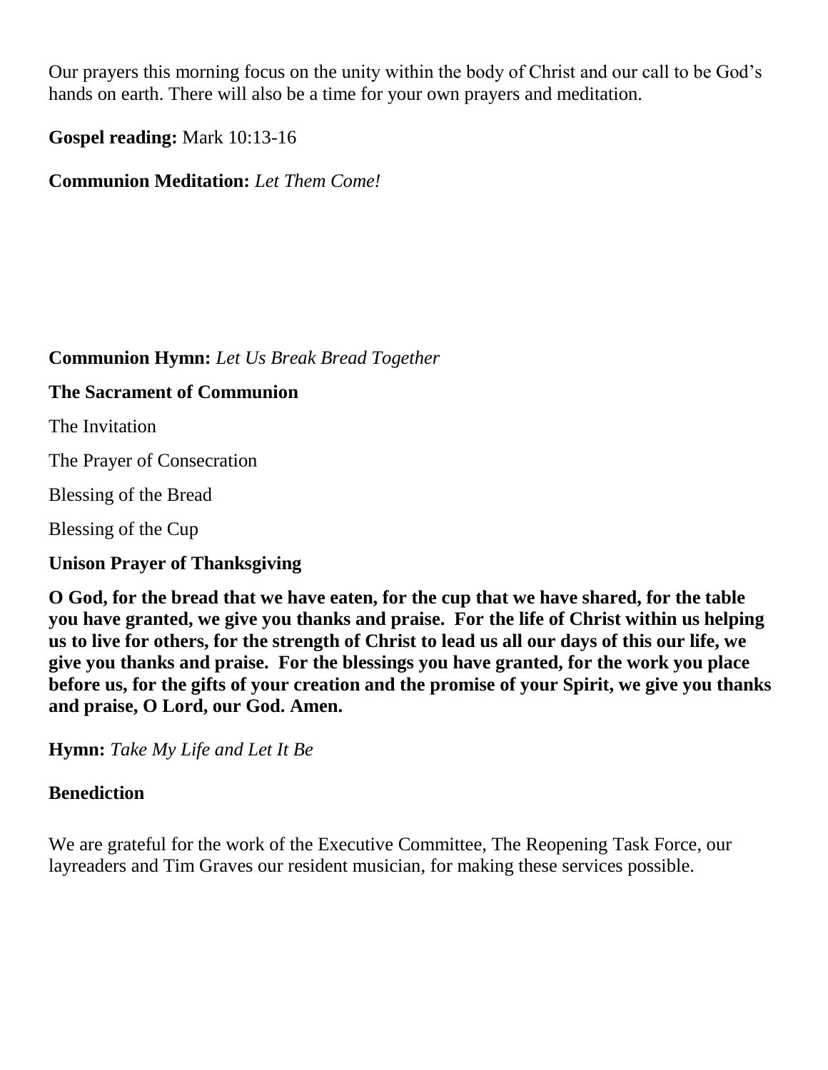Our prayers this morning focus on the unity within the body of Christ and our call to be God's hands on earth. There will also be a time for your own prayers and meditation.

**Gospel reading:** Mark 10:13-16

**Communion Meditation:** *Let Them Come!*

**Communion Hymn:** *Let Us Break Bread Together*

**The Sacrament of Communion**

The Invitation

The Prayer of Consecration

Blessing of the Bread

Blessing of the Cup

**Unison Prayer of Thanksgiving**

**O God, for the bread that we have eaten, for the cup that we have shared, for the table you have granted, we give you thanks and praise. For the life of Christ within us helping us to live for others, for the strength of Christ to lead us all our days of this our life, we give you thanks and praise. For the blessings you have granted, for the work you place before us, for the gifts of your creation and the promise of your Spirit, we give you thanks and praise, O Lord, our God. Amen.**

**Hymn:** *Take My Life and Let It Be*

**Benediction**

We are grateful for the work of the Executive Committee, The Reopening Task Force, our layreaders and Tim Graves our resident musician, for making these services possible.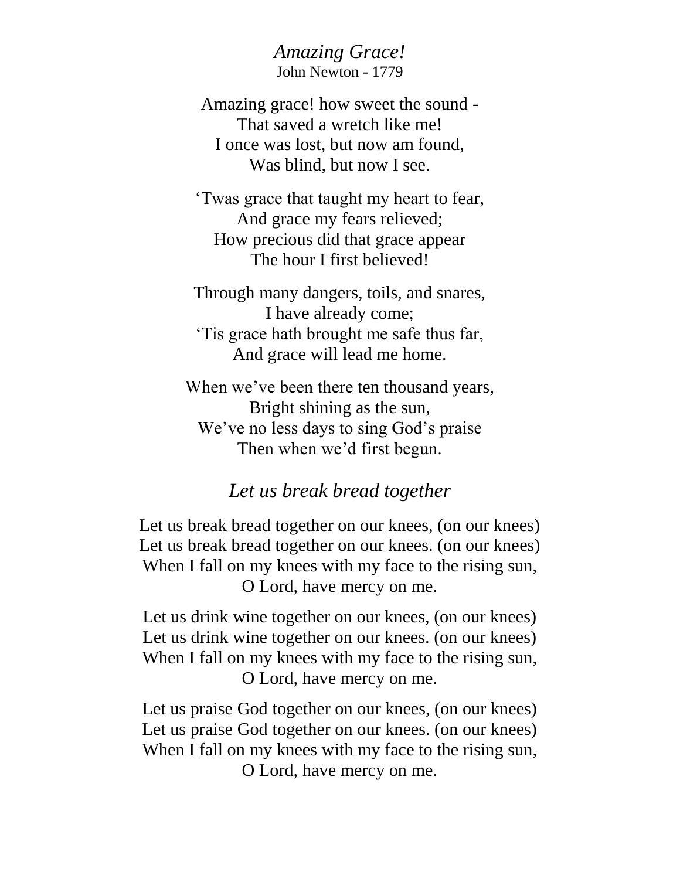## *Amazing Grace!*

John Newton - 1779

Amazing grace! how sweet the sound -  
That saved a wretch like me!  
I once was lost, but now am found,  
Was blind, but now I see.

'Twas grace that taught my heart to fear,  
And grace my fears relieved;  
How precious did that grace appear  
The hour I first believed!

Through many dangers, toils, and snares,  
I have already come;  
'Tis grace hath brought me safe thus far,  
And grace will lead me home.

When we've been there ten thousand years,  
Bright shining as the sun,  
We've no less days to sing God's praise  
Then when we'd first begun.

## *Let us break bread together*

Let us break bread together on our knees, (on our knees)  
Let us break bread together on our knees. (on our knees)  
When I fall on my knees with my face to the rising sun,  
O Lord, have mercy on me.

Let us drink wine together on our knees, (on our knees)  
Let us drink wine together on our knees. (on our knees)  
When I fall on my knees with my face to the rising sun,  
O Lord, have mercy on me.

Let us praise God together on our knees, (on our knees)  
Let us praise God together on our knees. (on our knees)  
When I fall on my knees with my face to the rising sun,  
O Lord, have mercy on me.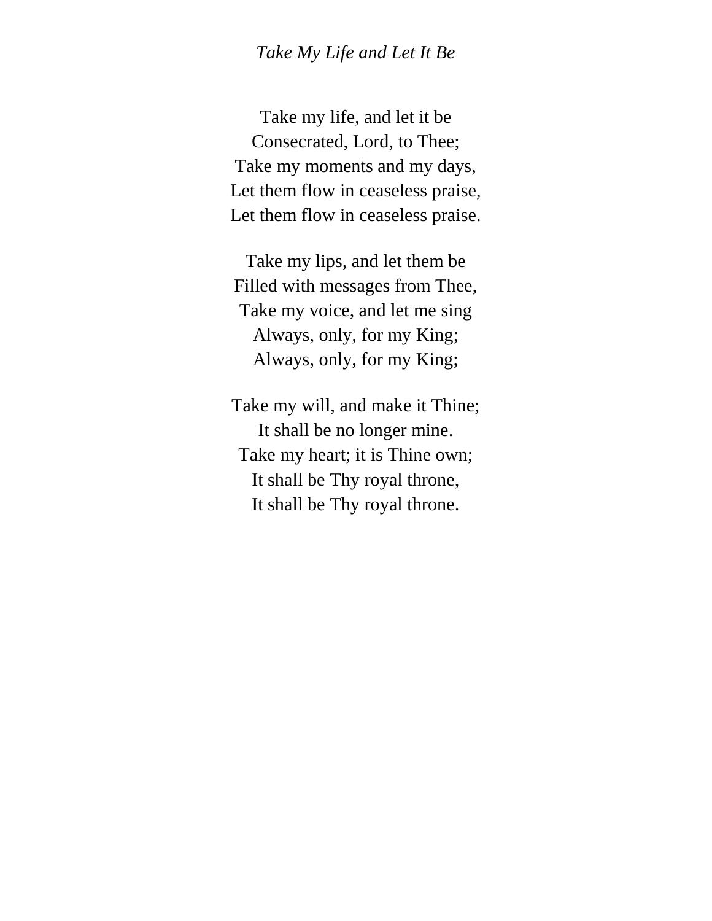*Take My Life and Let It Be*

Take my life, and let it be
Consecrated, Lord, to Thee;
Take my moments and my days,
Let them flow in ceaseless praise,
Let them flow in ceaseless praise.

Take my lips, and let them be
Filled with messages from Thee,
Take my voice, and let me sing
Always, only, for my King;
Always, only, for my King;

Take my will, and make it Thine;
It shall be no longer mine.
Take my heart; it is Thine own;
It shall be Thy royal throne,
It shall be Thy royal throne.